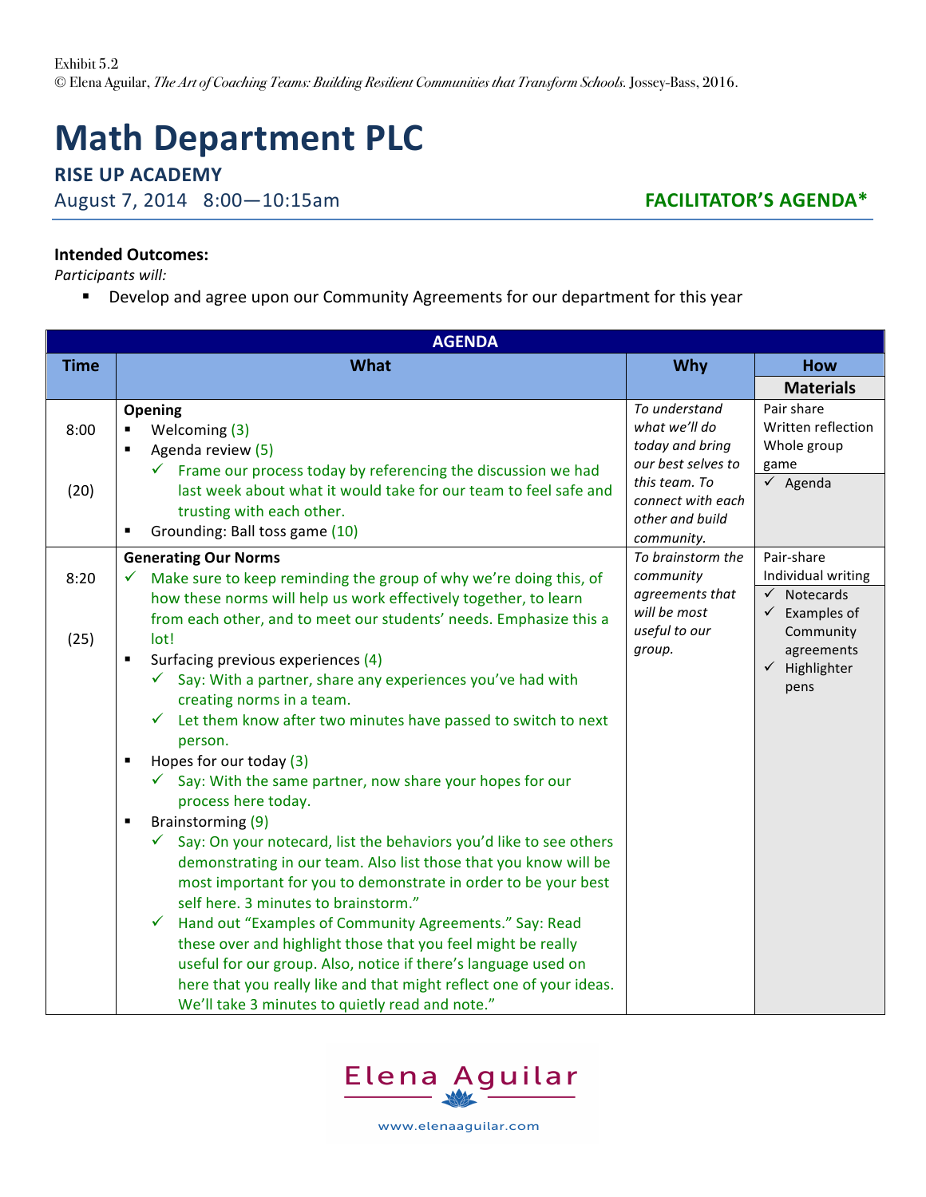Exhibit 5.2
© Elena Aguilar, *The Art of Coaching Teams: Building Resilient Communities that Transform Schools.* Jossey-Bass, 2016.

# Math Department PLC

**RISE UP ACADEMY**

August 7, 2014 8:00—10:15am **FACILITATOR'S AGENDA***

**Intended Outcomes:**

*Participants will:*

- Develop and agree upon our Community Agreements for our department for this year

| AGENDA | | | |
|---|---|---|---|
| **Time** | **What** | **Why** | **How** / **Materials** |
| 8:00<br><br>(20) | **Opening**<br>▪ Welcoming (3)<br>▪ Agenda review (5)<br>  ✓ Frame our process today by referencing the discussion we had last week about what it would take for our team to feel safe and trusting with each other.<br>▪ Grounding: Ball toss game (10) | *To understand what we'll do today and bring our best selves to this team. To connect with each other and build community.* | Pair share<br>Written reflection<br>Whole group game<br>✓ Agenda |
| 8:20<br><br>(25) | **Generating Our Norms**<br>✓ Make sure to keep reminding the group of why we're doing this, of how these norms will help us work effectively together, to learn from each other, and to meet our students' needs. Emphasize this a lot!<br>▪ Surfacing previous experiences (4)<br>  ✓ Say: With a partner, share any experiences you've had with creating norms in a team.<br>  ✓ Let them know after two minutes have passed to switch to next person.<br>▪ Hopes for our today (3)<br>  ✓ Say: With the same partner, now share your hopes for our process here today.<br>▪ Brainstorming (9)<br>  ✓ Say: On your notecard, list the behaviors you'd like to see others demonstrating in our team. Also list those that you know will be most important for you to demonstrate in order to be your best self here. 3 minutes to brainstorm."<br>  ✓ Hand out "Examples of Community Agreements." Say: Read these over and highlight those that you feel might be really useful for our group. Also, notice if there's language used on here that you really like and that might reflect one of your ideas. We'll take 3 minutes to quietly read and note." | *To brainstorm the community agreements that will be most useful to our group.* | Pair-share<br>Individual writing<br>✓ Notecards<br>✓ Examples of Community agreements<br>✓ Highlighter pens |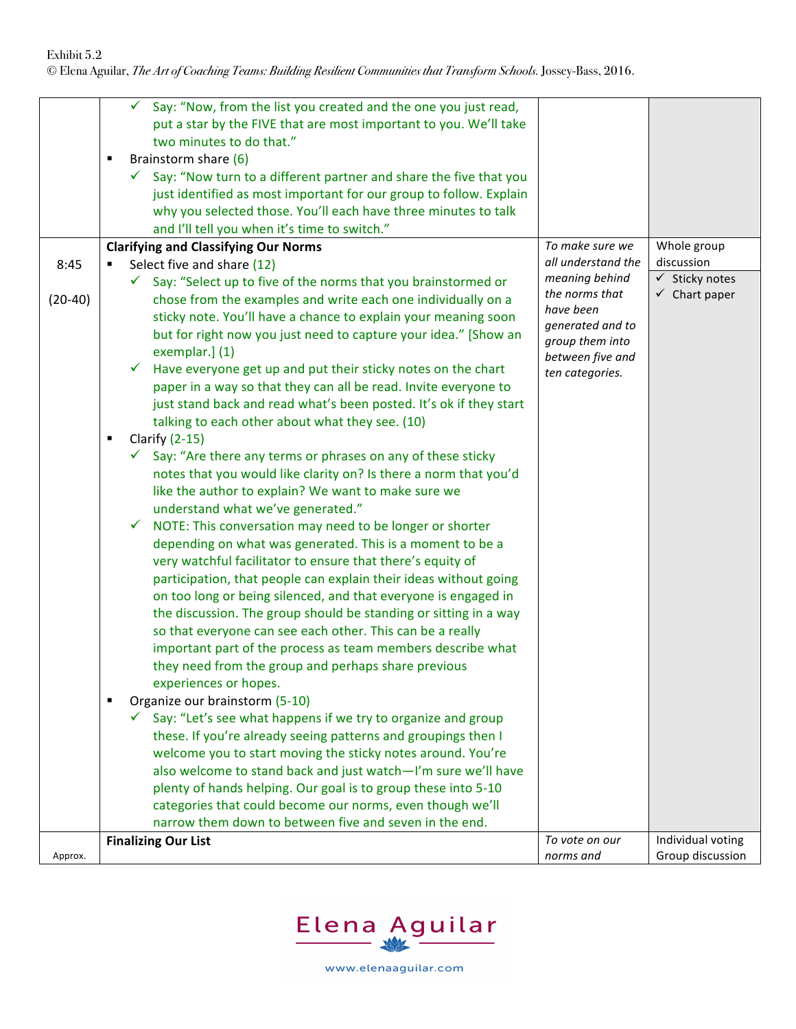Exhibit 5.2
© Elena Aguilar, *The Art of Coaching Teams: Building Resilient Communities that Transform Schools.* Jossey-Bass, 2016.

| | | | |
|---|---|---|---|
| | ✓ Say: "Now, from the list you created and the one you just read, put a star by the FIVE that are most important to you. We'll take two minutes to do that."<br>▪ Brainstorm share (6)<br>✓ Say: "Now turn to a different partner and share the five that you just identified as most important for our group to follow. Explain why you selected those. You'll each have three minutes to talk and I'll tell you when it's time to switch." | | |
| 8:45<br><br>(20-40) | **Clarifying and Classifying Our Norms**<br>▪ Select five and share (12)<br>✓ Say: "Select up to five of the norms that you brainstormed or chose from the examples and write each one individually on a sticky note. You'll have a chance to explain your meaning soon but for right now you just need to capture your idea." [Show an exemplar.] (1)<br>✓ Have everyone get up and put their sticky notes on the chart paper in a way so that they can all be read. Invite everyone to just stand back and read what's been posted. It's ok if they start talking to each other about what they see. (10)<br>▪ Clarify (2-15)<br>✓ Say: "Are there any terms or phrases on any of these sticky notes that you would like clarity on? Is there a norm that you'd like the author to explain? We want to make sure we understand what we've generated."<br>✓ NOTE: This conversation may need to be longer or shorter depending on what was generated. This is a moment to be a very watchful facilitator to ensure that there's equity of participation, that people can explain their ideas without going on too long or being silenced, and that everyone is engaged in the discussion. The group should be standing or sitting in a way so that everyone can see each other. This can be a really important part of the process as team members describe what they need from the group and perhaps share previous experiences or hopes.<br>▪ Organize our brainstorm (5-10)<br>✓ Say: "Let's see what happens if we try to organize and group these. If you're already seeing patterns and groupings then I welcome you to start moving the sticky notes around. You're also welcome to stand back and just watch—I'm sure we'll have plenty of hands helping. Our goal is to group these into 5-10 categories that could become our norms, even though we'll narrow them down to between five and seven in the end. | *To make sure we all understand the meaning behind the norms that have been generated and to group them into between five and ten categories.* | Whole group discussion<br>✓ Sticky notes<br>✓ Chart paper |
| Approx. | **Finalizing Our List** | *To vote on our norms and* | Individual voting<br>Group discussion |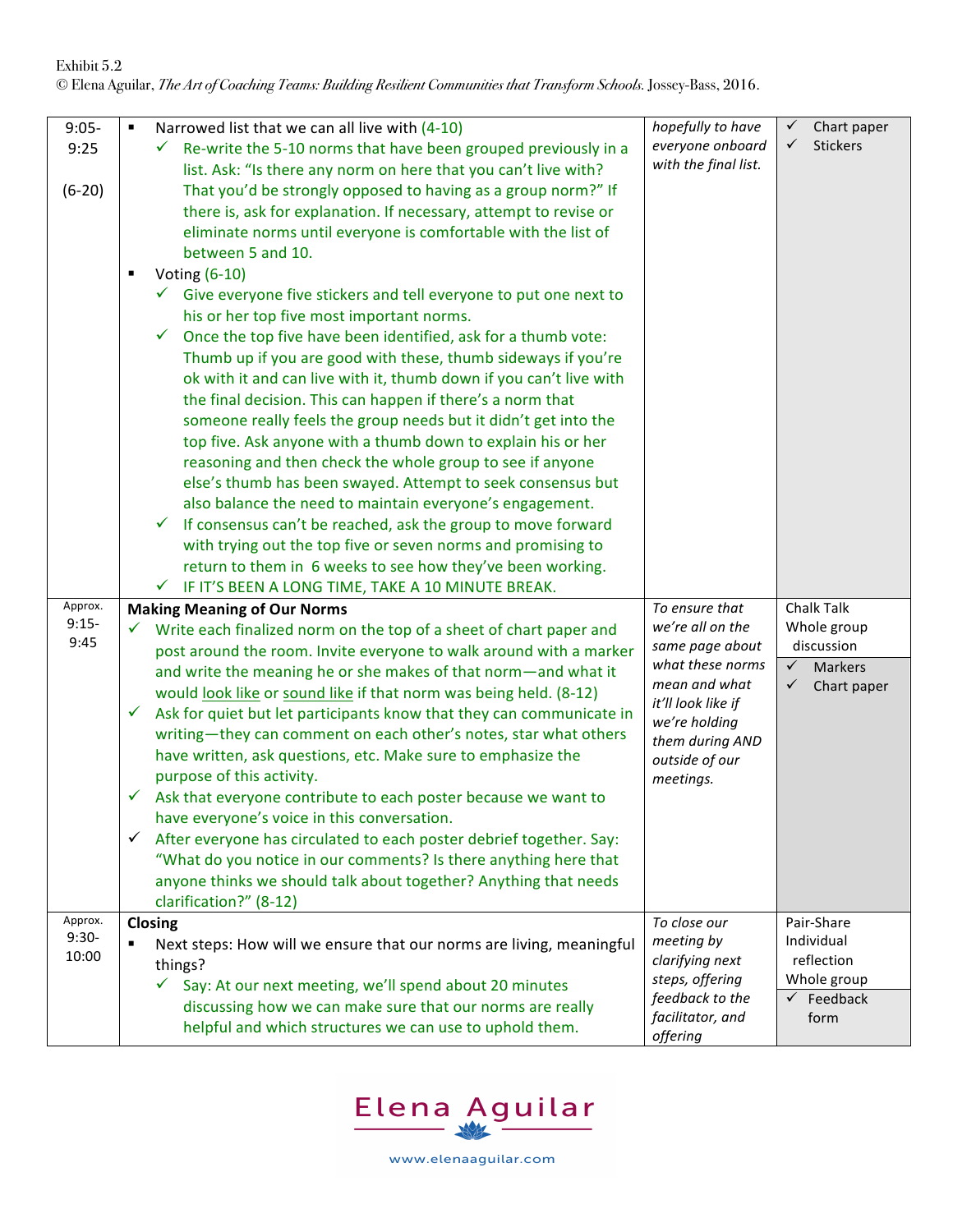Exhibit 5.2
© Elena Aguilar, *The Art of Coaching Teams: Building Resilient Communities that Transform Schools.* Jossey-Bass, 2016.

| | | | |
|---|---|---|---|
| 9:05-9:25<br><br>(6-20) | ▪ Narrowed list that we can all live with (4-10)<br>✓ Re-write the 5-10 norms that have been grouped previously in a list. Ask: "Is there any norm on here that you can't live with? That you'd be strongly opposed to having as a group norm?" If there is, ask for explanation. If necessary, attempt to revise or eliminate norms until everyone is comfortable with the list of between 5 and 10.<br>▪ Voting (6-10)<br>✓ Give everyone five stickers and tell everyone to put one next to his or her top five most important norms.<br>✓ Once the top five have been identified, ask for a thumb vote: Thumb up if you are good with these, thumb sideways if you're ok with it and can live with it, thumb down if you can't live with the final decision. This can happen if there's a norm that someone really feels the group needs but it didn't get into the top five. Ask anyone with a thumb down to explain his or her reasoning and then check the whole group to see if anyone else's thumb has been swayed. Attempt to seek consensus but also balance the need to maintain everyone's engagement.<br>✓ If consensus can't be reached, ask the group to move forward with trying out the top five or seven norms and promising to return to them in 6 weeks to see how they've been working.<br>✓ IF IT'S BEEN A LONG TIME, TAKE A 10 MINUTE BREAK. | *hopefully to have everyone onboard with the final list.* | ✓ Chart paper<br>✓ Stickers |
| Approx. 9:15-9:45 | **Making Meaning of Our Norms**<br>✓ Write each finalized norm on the top of a sheet of chart paper and post around the room. Invite everyone to walk around with a marker and write the meaning he or she makes of that norm—and what it would look like or sound like if that norm was being held. (8-12)<br>✓ Ask for quiet but let participants know that they can communicate in writing—they can comment on each other's notes, star what others have written, ask questions, etc. Make sure to emphasize the purpose of this activity.<br>✓ Ask that everyone contribute to each poster because we want to have everyone's voice in this conversation.<br>✓ After everyone has circulated to each poster debrief together. Say: "What do you notice in our comments? Is there anything here that anyone thinks we should talk about together? Anything that needs clarification?" (8-12) | *To ensure that we're all on the same page about what these norms mean and what it'll look like if we're holding them during AND outside of our meetings.* | Chalk Talk<br>Whole group discussion<br>✓ Markers<br>✓ Chart paper |
| Approx. 9:30-10:00 | **Closing**<br>▪ Next steps: How will we ensure that our norms are living, meaningful things?<br>✓ Say: At our next meeting, we'll spend about 20 minutes discussing how we can make sure that our norms are really helpful and which structures we can use to uphold them. | *To close our meeting by clarifying next steps, offering feedback to the facilitator, and offering* | Pair-Share<br>Individual reflection<br>Whole group<br>✓ Feedback form |

Elena Aguilar
www.elenaaguilar.com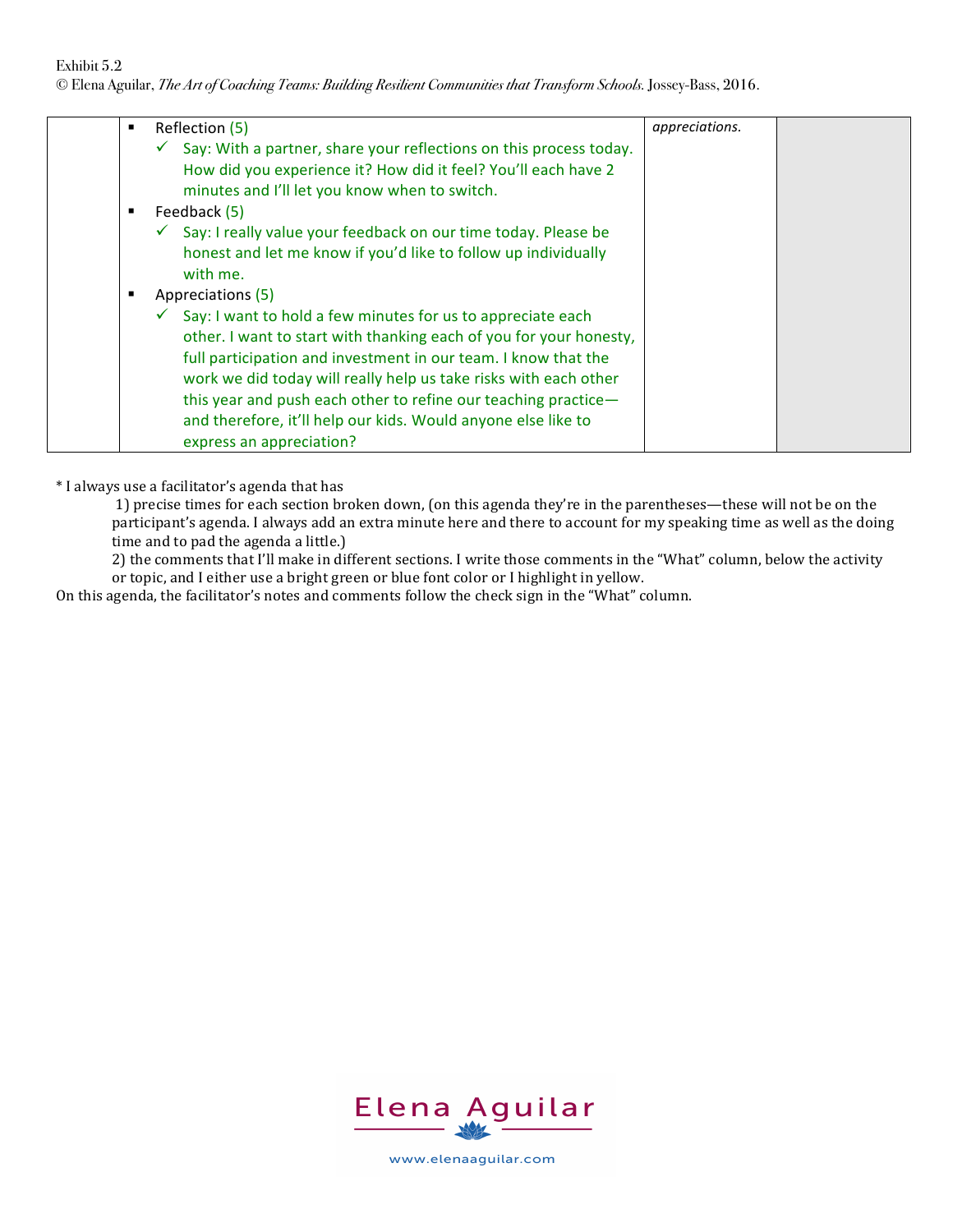Exhibit 5.2
© Elena Aguilar, *The Art of Coaching Teams: Building Resilient Communities that Transform Schools.* Jossey-Bass, 2016.

| | | | |
|---|---|---|---|
| | ▪ Reflection (5)<br>✓ Say: With a partner, share your reflections on this process today. How did you experience it? How did it feel? You'll each have 2 minutes and I'll let you know when to switch.<br>▪ Feedback (5)<br>✓ Say: I really value your feedback on our time today. Please be honest and let me know if you'd like to follow up individually with me.<br>▪ Appreciations (5)<br>✓ Say: I want to hold a few minutes for us to appreciate each other. I want to start with thanking each of you for your honesty, full participation and investment in our team. I know that the work we did today will really help us take risks with each other this year and push each other to refine our teaching practice—and therefore, it'll help our kids. Would anyone else like to express an appreciation? | *appreciations.* | |

\* I always use a facilitator's agenda that has

1) precise times for each section broken down, (on this agenda they're in the parentheses—these will not be on the participant's agenda. I always add an extra minute here and there to account for my speaking time as well as the doing time and to pad the agenda a little.)

2) the comments that I'll make in different sections. I write those comments in the "What" column, below the activity or topic, and I either use a bright green or blue font color or I highlight in yellow.

On this agenda, the facilitator's notes and comments follow the check sign in the "What" column.

Elena Aguilar
www.elenaaguilar.com